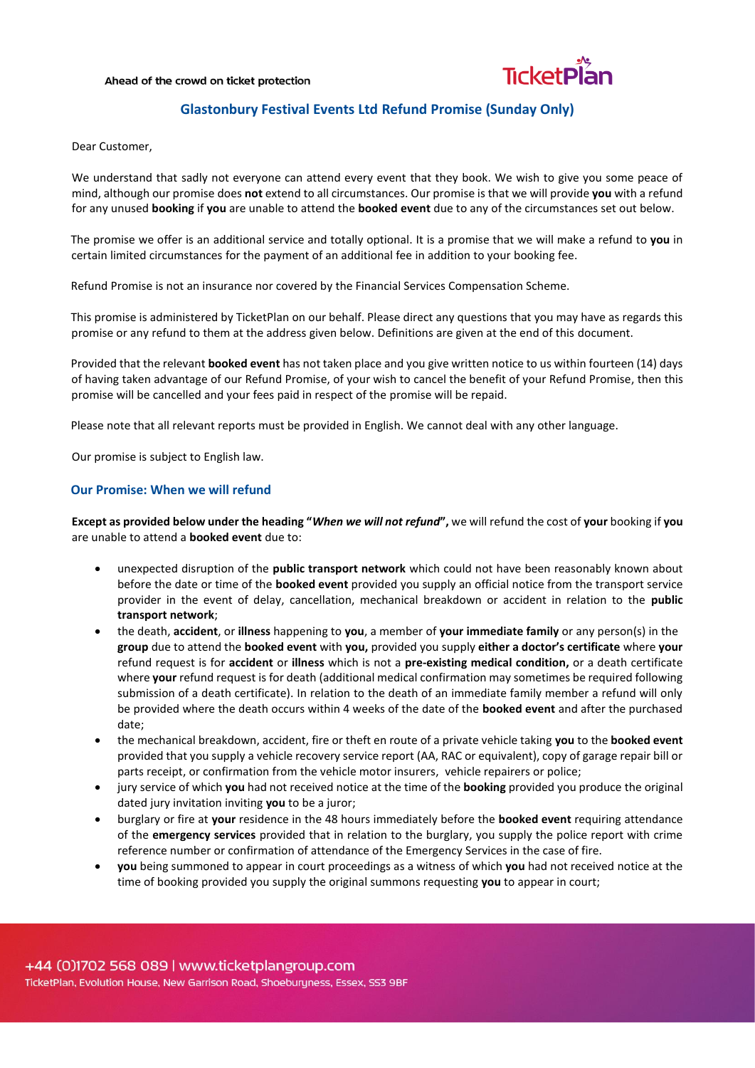Ahead of the crowd on ticket protection

## Glastonbury Festival Events Ltd Refund Promise (Sunday Only)

Dear Customer,

We understand that sadly not everyone can attend every event that they book. We wish to give you some peace of mind, although our promise does **not** extend to all circumstances. Our promise is that we will provide **you** with a refund for any unused **booking** if **you** are unable to attend the **booked event** due to any of the circumstances set out below.

The promise we offer is an additional service and totally optional. It is a promise that we will make a refund to **you** in certain limited circumstances for the payment of an additional fee in addition to your booking fee.

Refund Promise is not an insurance nor covered by the Financial Services Compensation Scheme.

This promise is administered by TicketPlan on our behalf. Please direct any questions that you may have as regards this promise or any refund to them at the address given below. Definitions are given at the end of this document.

Provided that the relevant **booked event** has not taken place and you give written notice to us within fourteen (14) days of having taken advantage of our Refund Promise, of your wish to cancel the benefit of your Refund Promise, then this promise will be cancelled and your fees paid in respect of the promise will be repaid.

Please note that all relevant reports must be provided in English. We cannot deal with any other language.

Our promise is subject to English law.

### Our Promise: When we will refund

**Except as provided below under the heading "*When we will not refund*",** we will refund the cost of **your** booking if **you** are unable to attend a **booked event** due to:

- unexpected disruption of the **public transport network** which could not have been reasonably known about before the date or time of the **booked event** provided you supply an official notice from the transport service provider in the event of delay, cancellation, mechanical breakdown or accident in relation to the **public transport network**;
- the death, **accident**, or **illness** happening to **you**, a member of **your immediate family** or any person(s) in the **group** due to attend the **booked event** with **you,** provided you supply **either a doctor's certificate** where **your** refund request is for **accident** or **illness** which is not a **pre-existing medical condition,** or a death certificate where **your** refund request is for death (additional medical confirmation may sometimes be required following submission of a death certificate). In relation to the death of an immediate family member a refund will only be provided where the death occurs within 4 weeks of the date of the **booked event** and after the purchased date;
- the mechanical breakdown, accident, fire or theft en route of a private vehicle taking **you** to the **booked event** provided that you supply a vehicle recovery service report (AA, RAC or equivalent), copy of garage repair bill or parts receipt, or confirmation from the vehicle motor insurers, vehicle repairers or police;
- jury service of which **you** had not received notice at the time of the **booking** provided you produce the original dated jury invitation inviting **you** to be a juror;
- burglary or fire at **your** residence in the 48 hours immediately before the **booked event** requiring attendance of the **emergency services** provided that in relation to the burglary, you supply the police report with crime reference number or confirmation of attendance of the Emergency Services in the case of fire.
- **you** being summoned to appear in court proceedings as a witness of which **you** had not received notice at the time of booking provided you supply the original summons requesting **you** to appear in court;

+44 (0)1702 568 089 | www.ticketplangroup.com
TicketPlan, Evolution House, New Garrison Road, Shoeburyness, Essex, SS3 9BF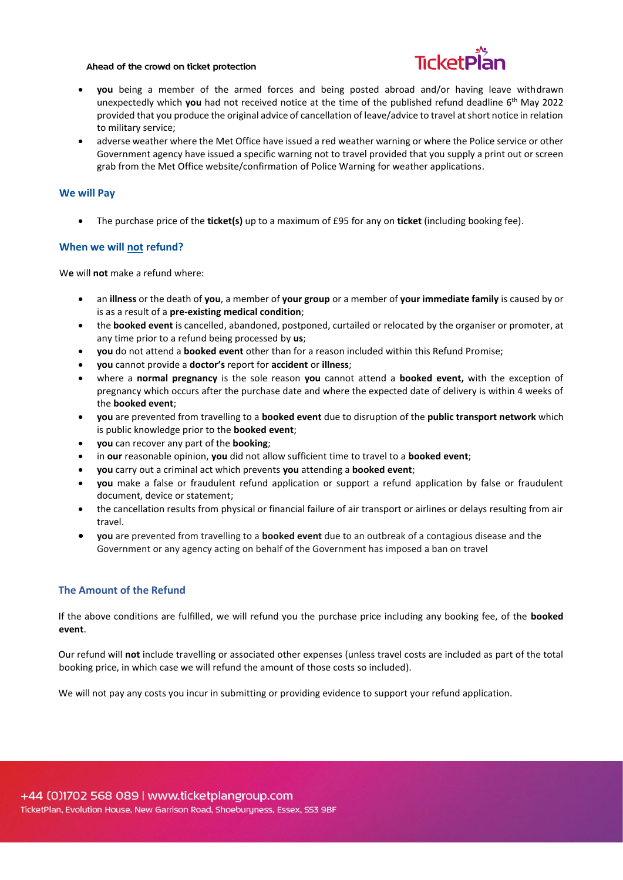- **you** being a member of the armed forces and being posted abroad and/or having leave withdrawn unexpectedly which **you** had not received notice at the time of the published refund deadline 6th May 2022 provided that you produce the original advice of cancellation of leave/advice to travel at short notice in relation to military service;
- adverse weather where the Met Office have issued a red weather warning or where the Police service or other Government agency have issued a specific warning not to travel provided that you supply a print out or screen grab from the Met Office website/confirmation of Police Warning for weather applications.

## We will Pay

- The purchase price of the **ticket(s)** up to a maximum of £95 for any on **ticket** (including booking fee).

## When we will not refund?

We will **not** make a refund where:

- an **illness** or the death of **you**, a member of **your group** or a member of **your immediate family** is caused by or is as a result of a **pre-existing medical condition**;
- the **booked event** is cancelled, abandoned, postponed, curtailed or relocated by the organiser or promoter, at any time prior to a refund being processed by **us**;
- **you** do not attend a **booked event** other than for a reason included within this Refund Promise;
- **you** cannot provide a **doctor's** report for **accident** or **illness**;
- where a **normal pregnancy** is the sole reason **you** cannot attend a **booked event,** with the exception of pregnancy which occurs after the purchase date and where the expected date of delivery is within 4 weeks of the **booked event**;
- **you** are prevented from travelling to a **booked event** due to disruption of the **public transport network** which is public knowledge prior to the **booked event**;
- **you** can recover any part of the **booking**;
- in **our** reasonable opinion, **you** did not allow sufficient time to travel to a **booked event**;
- **you** carry out a criminal act which prevents **you** attending a **booked event**;
- **you** make a false or fraudulent refund application or support a refund application by false or fraudulent document, device or statement;
- the cancellation results from physical or financial failure of air transport or airlines or delays resulting from air travel.
- **you** are prevented from travelling to a **booked event** due to an outbreak of a contagious disease and the Government or any agency acting on behalf of the Government has imposed a ban on travel

## The Amount of the Refund

If the above conditions are fulfilled, we will refund you the purchase price including any booking fee, of the **booked event**.

Our refund will **not** include travelling or associated other expenses (unless travel costs are included as part of the total booking price, in which case we will refund the amount of those costs so included).

We will not pay any costs you incur in submitting or providing evidence to support your refund application.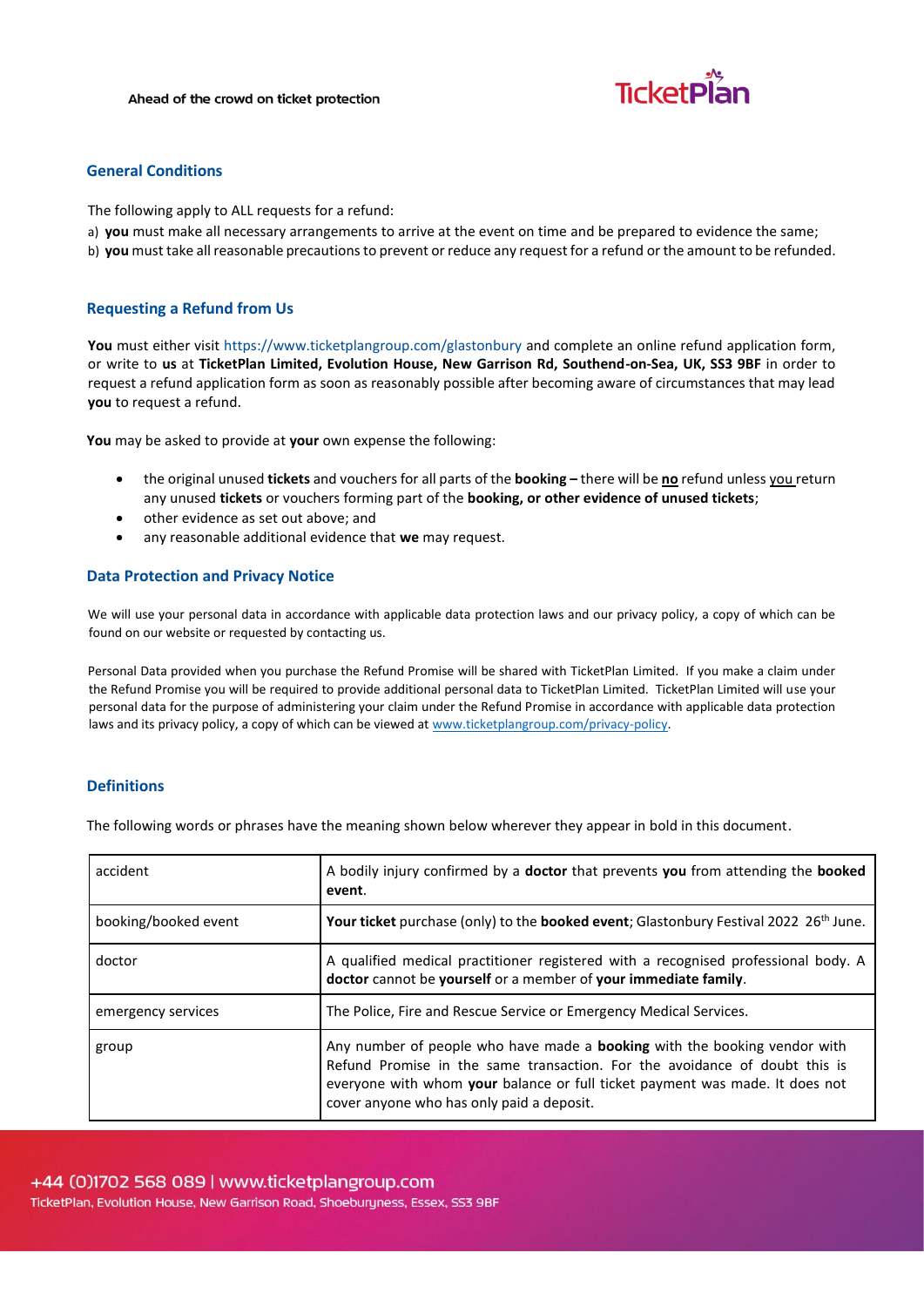## General Conditions

The following apply to ALL requests for a refund:

a) **you** must make all necessary arrangements to arrive at the event on time and be prepared to evidence the same;
b) **you** must take all reasonable precautions to prevent or reduce any request for a refund or the amount to be refunded.

## Requesting a Refund from Us

**You** must either visit https://www.ticketplangroup.com/glastonbury and complete an online refund application form, or write to **us** at **TicketPlan Limited, Evolution House, New Garrison Rd, Southend-on-Sea, UK, SS3 9BF** in order to request a refund application form as soon as reasonably possible after becoming aware of circumstances that may lead **you** to request a refund.

**You** may be asked to provide at **your** own expense the following:

- the original unused **tickets** and vouchers for all parts of the **booking –** there will be **no** refund unless you return any unused **tickets** or vouchers forming part of the **booking, or other evidence of unused tickets**;
- other evidence as set out above; and
- any reasonable additional evidence that **we** may request.

## Data Protection and Privacy Notice

We will use your personal data in accordance with applicable data protection laws and our privacy policy, a copy of which can be found on our website or requested by contacting us.

Personal Data provided when you purchase the Refund Promise will be shared with TicketPlan Limited. If you make a claim under the Refund Promise you will be required to provide additional personal data to TicketPlan Limited. TicketPlan Limited will use your personal data for the purpose of administering your claim under the Refund Promise in accordance with applicable data protection laws and its privacy policy, a copy of which can be viewed at www.ticketplangroup.com/privacy-policy.

## Definitions

The following words or phrases have the meaning shown below wherever they appear in bold in this document.

| | |
|---|---|
| accident | A bodily injury confirmed by a **doctor** that prevents **you** from attending the **booked event**. |
| booking/booked event | **Your ticket** purchase (only) to the **booked event**; Glastonbury Festival 2022 26th June. |
| doctor | A qualified medical practitioner registered with a recognised professional body. A **doctor** cannot be **yourself** or a member of **your immediate family**. |
| emergency services | The Police, Fire and Rescue Service or Emergency Medical Services. |
| group | Any number of people who have made a **booking** with the booking vendor with Refund Promise in the same transaction. For the avoidance of doubt this is everyone with whom **your** balance or full ticket payment was made. It does not cover anyone who has only paid a deposit. |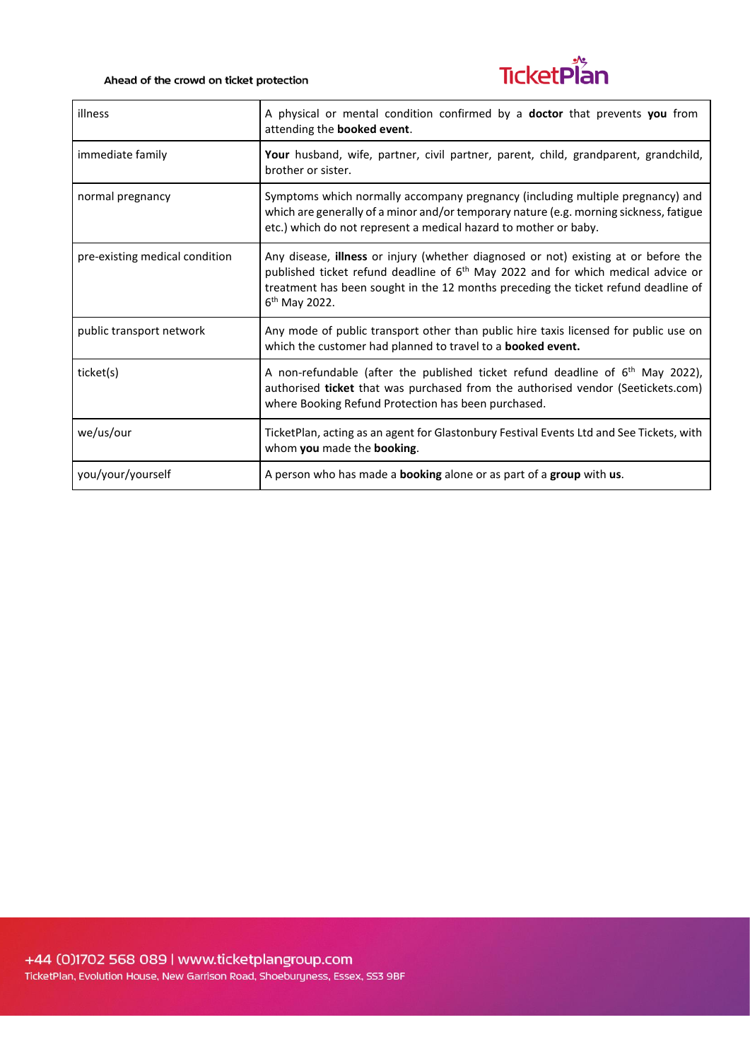| | |
|---|---|
| illness | A physical or mental condition confirmed by a **doctor** that prevents **you** from attending the **booked event**. |
| immediate family | **Your** husband, wife, partner, civil partner, parent, child, grandparent, grandchild, brother or sister. |
| normal pregnancy | Symptoms which normally accompany pregnancy (including multiple pregnancy) and which are generally of a minor and/or temporary nature (e.g. morning sickness, fatigue etc.) which do not represent a medical hazard to mother or baby. |
| pre-existing medical condition | Any disease, **illness** or injury (whether diagnosed or not) existing at or before the published ticket refund deadline of 6th May 2022 and for which medical advice or treatment has been sought in the 12 months preceding the ticket refund deadline of 6th May 2022. |
| public transport network | Any mode of public transport other than public hire taxis licensed for public use on which the customer had planned to travel to a **booked event.** |
| ticket(s) | A non-refundable (after the published ticket refund deadline of 6th May 2022), authorised **ticket** that was purchased from the authorised vendor (Seetickets.com) where Booking Refund Protection has been purchased. |
| we/us/our | TicketPlan, acting as an agent for Glastonbury Festival Events Ltd and See Tickets, with whom **you** made the **booking**. |
| you/your/yourself | A person who has made a **booking** alone or as part of a **group** with **us**. |